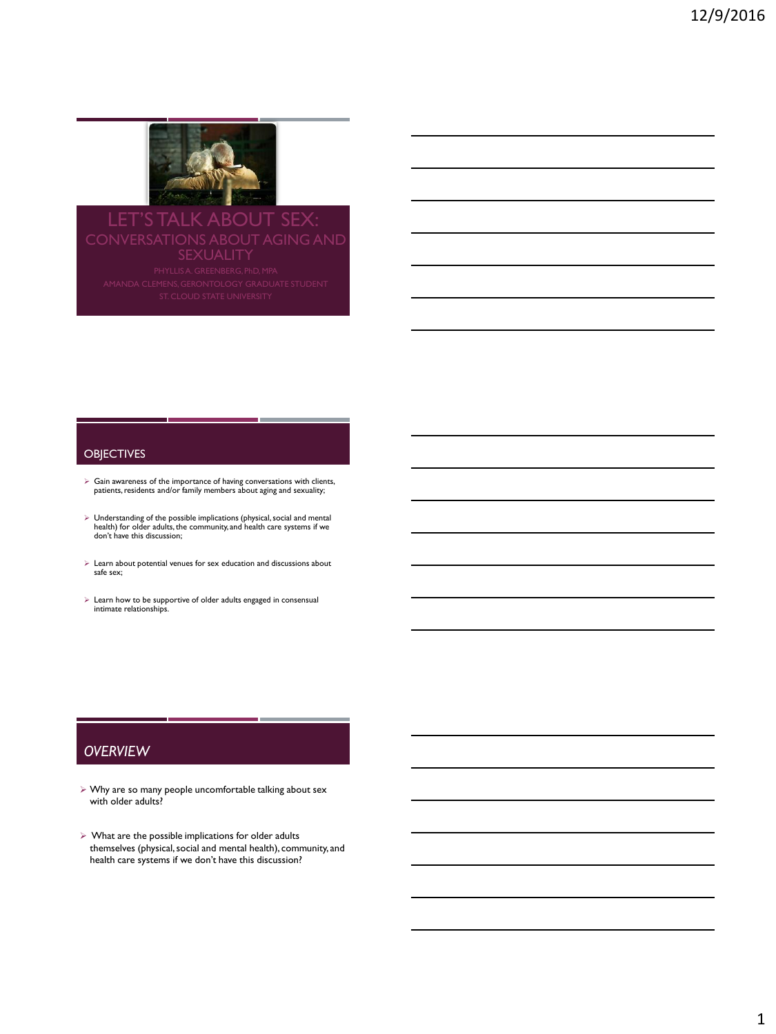# LET'S TALK ABOUT SEX: CONVERSATIONS ABOUT AGING AND SEXUALITY

PHYLLIS A. GREENBERG, PhD, MPA

AMANDA CLEMENS, GERONTOLOGY GRADUATE STUDENT

ST. CLOUD STATE UNIVERSITY

## OBJECTIVES

- Gain awareness of the importance of having conversations with clients, patients, residents and/or family members about aging and sexuality;
- Understanding of the possible implications (physical, social and mental health) for older adults, the community, and health care systems if we don't have this discussion;
- Learn about potential venues for sex education and discussions about safe sex;
- Learn how to be supportive of older adults engaged in consensual intimate relationships.

## *OVERVIEW*

- Why are so many people uncomfortable talking about sex with older adults?
- What are the possible implications for older adults themselves (physical, social and mental health), community, and health care systems if we don't have this discussion?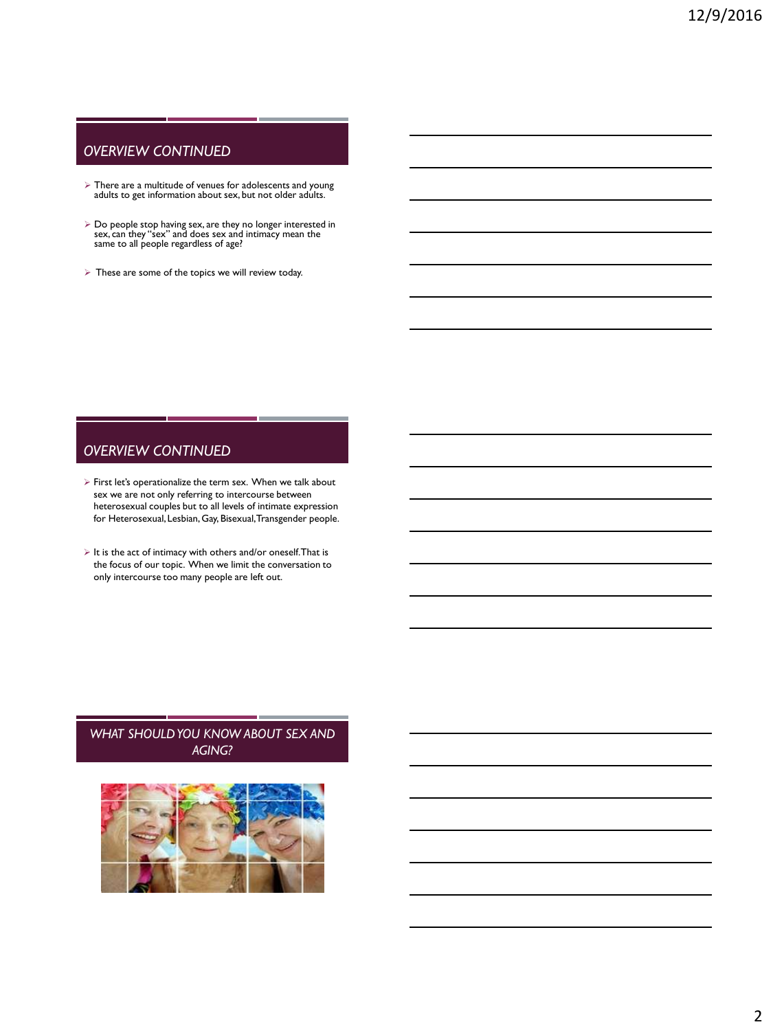## OVERVIEW CONTINUED

- There are a multitude of venues for adolescents and young adults to get information about sex, but not older adults.
- Do people stop having sex, are they no longer interested in sex, can they "sex" and does sex and intimacy mean the same to all people regardless of age?
- These are some of the topics we will review today.

## OVERVIEW CONTINUED

- First let's operationalize the term sex. When we talk about sex we are not only referring to intercourse between heterosexual couples but to all levels of intimate expression for Heterosexual, Lesbian, Gay, Bisexual, Transgender people.
- It is the act of intimacy with others and/or oneself. That is the focus of our topic. When we limit the conversation to only intercourse too many people are left out.

## WHAT SHOULD YOU KNOW ABOUT SEX AND AGING?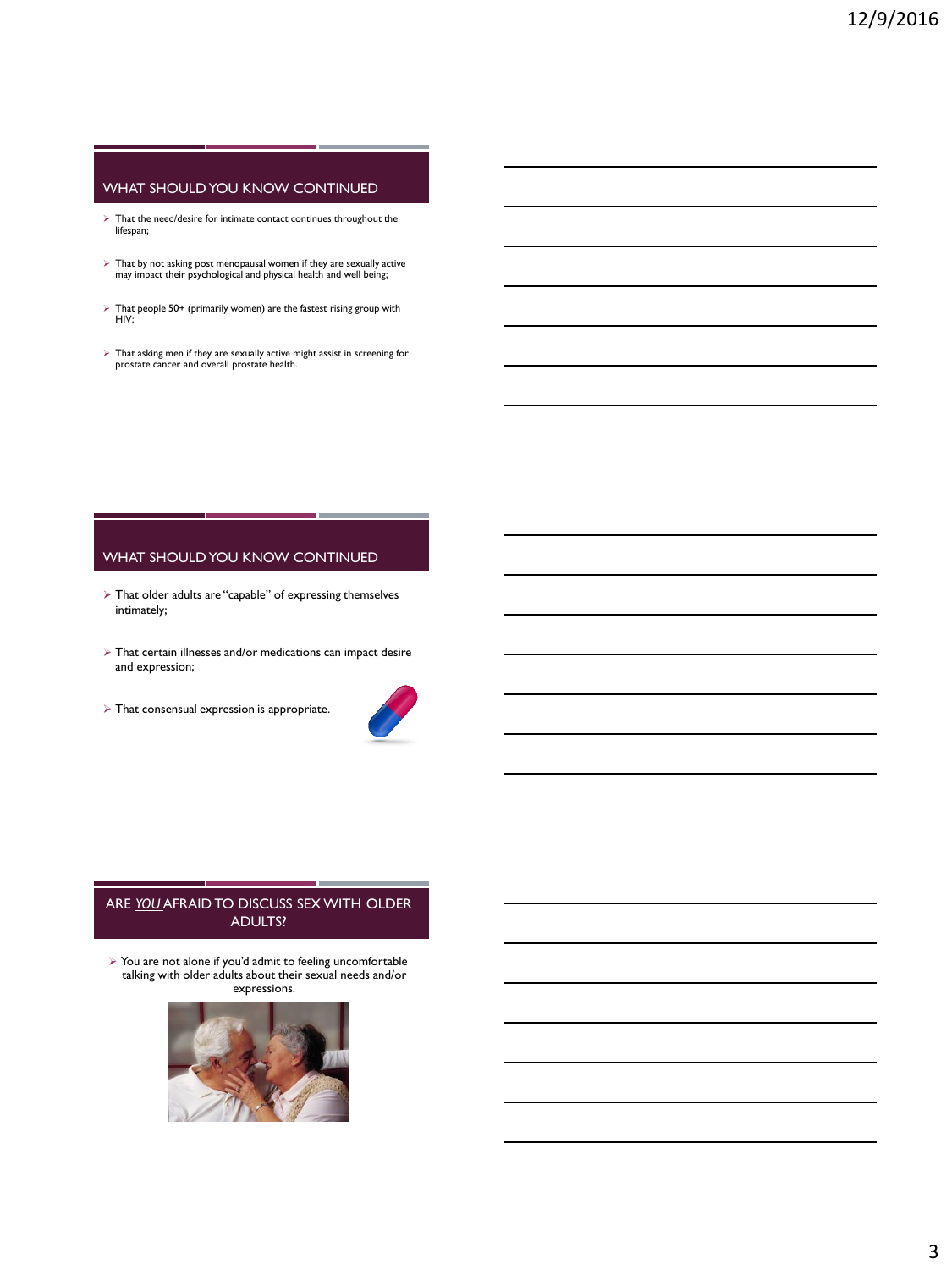## WHAT SHOULD YOU KNOW CONTINUED

- That the need/desire for intimate contact continues throughout the lifespan;
- That by not asking post menopausal women if they are sexually active may impact their psychological and physical health and well being;
- That people 50+ (primarily women) are the fastest rising group with HIV;
- That asking men if they are sexually active might assist in screening for prostate cancer and overall prostate health.

## WHAT SHOULD YOU KNOW CONTINUED

- That older adults are "capable" of expressing themselves intimately;
- That certain illnesses and/or medications can impact desire and expression;
- That consensual expression is appropriate.

## ARE *YOU* AFRAID TO DISCUSS SEX WITH OLDER ADULTS?

- You are not alone if you'd admit to feeling uncomfortable talking with older adults about their sexual needs and/or expressions.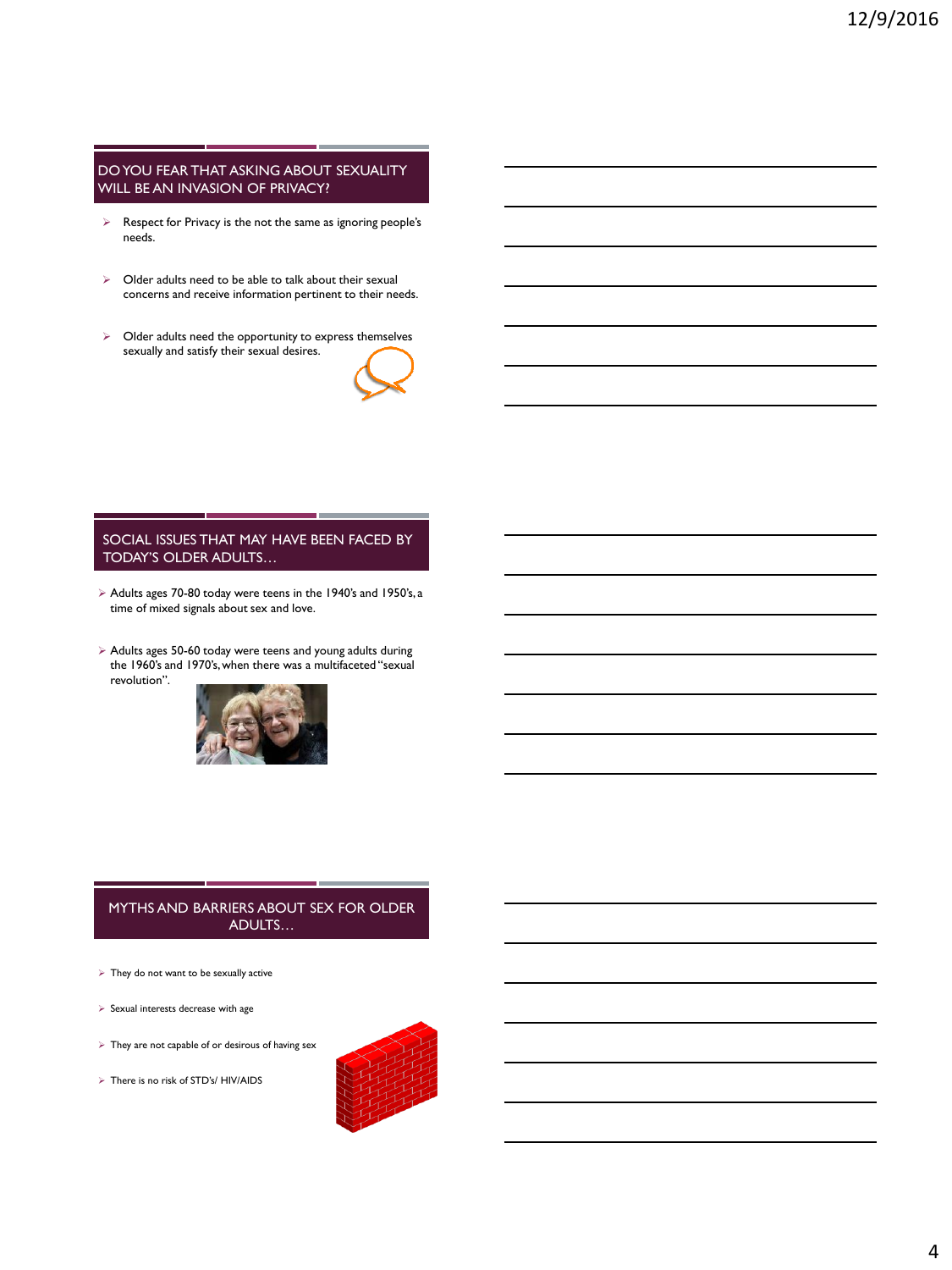## DO YOU FEAR THAT ASKING ABOUT SEXUALITY WILL BE AN INVASION OF PRIVACY?

- Respect for Privacy is the not the same as ignoring people's needs.
- Older adults need to be able to talk about their sexual concerns and receive information pertinent to their needs.
- Older adults need the opportunity to express themselves sexually and satisfy their sexual desires.

## SOCIAL ISSUES THAT MAY HAVE BEEN FACED BY TODAY'S OLDER ADULTS…

- Adults ages 70-80 today were teens in the 1940's and 1950's, a time of mixed signals about sex and love.
- Adults ages 50-60 today were teens and young adults during the 1960's and 1970's, when there was a multifaceted "sexual revolution".

## MYTHS AND BARRIERS ABOUT SEX FOR OLDER ADULTS…

- They do not want to be sexually active
- Sexual interests decrease with age
- They are not capable of or desirous of having sex
- There is no risk of STD's/ HIV/AIDS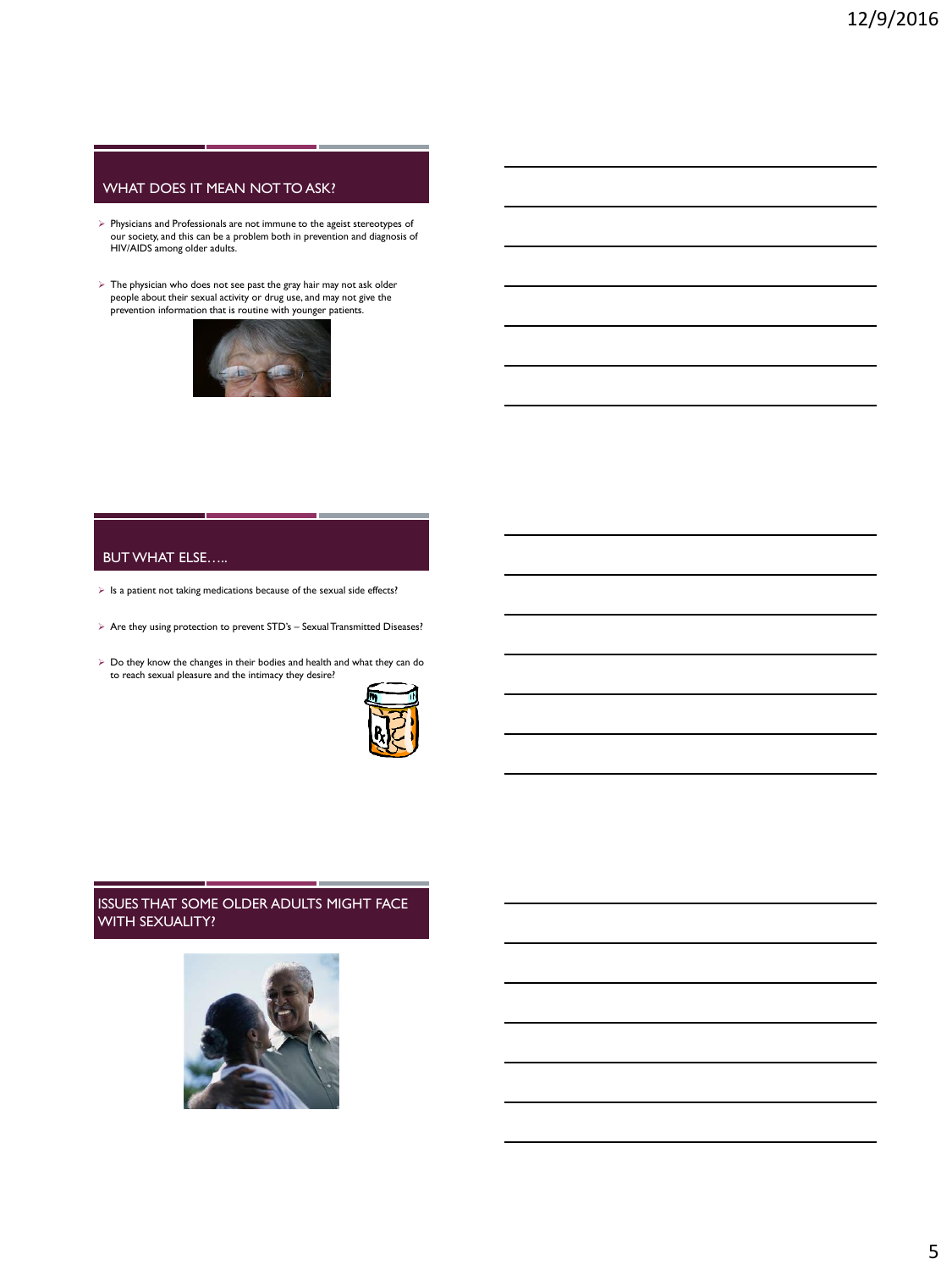## WHAT DOES IT MEAN NOT TO ASK?

- Physicians and Professionals are not immune to the ageist stereotypes of our society, and this can be a problem both in prevention and diagnosis of HIV/AIDS among older adults.
- The physician who does not see past the gray hair may not ask older people about their sexual activity or drug use, and may not give the prevention information that is routine with younger patients.

## BUT WHAT ELSE…..

- Is a patient not taking medications because of the sexual side effects?
- Are they using protection to prevent STD's – Sexual Transmitted Diseases?
- Do they know the changes in their bodies and health and what they can do to reach sexual pleasure and the intimacy they desire?

## ISSUES THAT SOME OLDER ADULTS MIGHT FACE WITH SEXUALITY?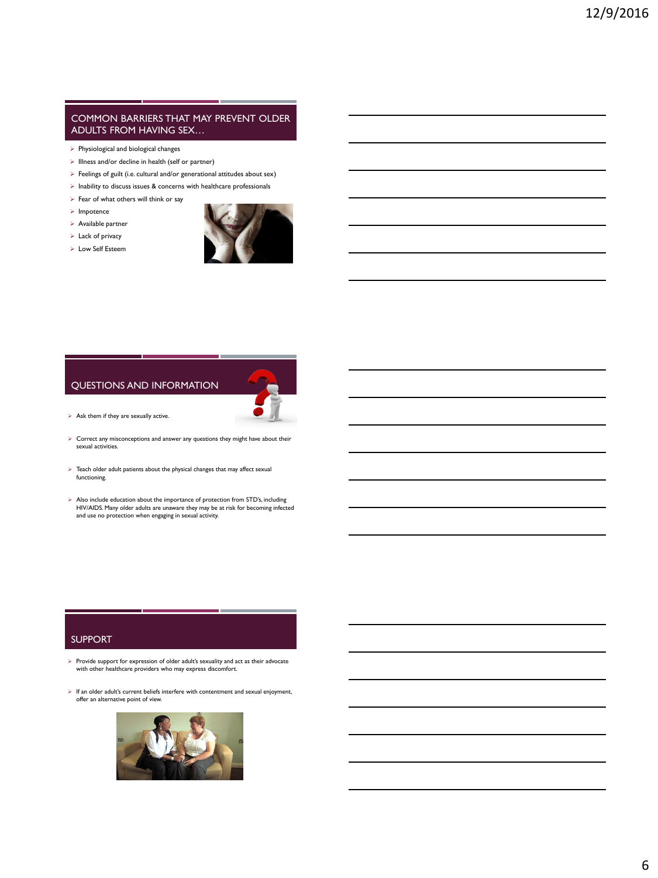## COMMON BARRIERS THAT MAY PREVENT OLDER ADULTS FROM HAVING SEX…

- Physiological and biological changes
- Illness and/or decline in health (self or partner)
- Feelings of guilt (i.e. cultural and/or generational attitudes about sex)
- Inability to discuss issues & concerns with healthcare professionals
- Fear of what others will think or say
- Impotence
- Available partner
- Lack of privacy
- Low Self Esteem

## QUESTIONS AND INFORMATION

- Ask them if they are sexually active.
- Correct any misconceptions and answer any questions they might have about their sexual activities.
- Teach older adult patients about the physical changes that may affect sexual functioning.
- Also include education about the importance of protection from STD's, including HIV/AIDS. Many older adults are unaware they may be at risk for becoming infected and use no protection when engaging in sexual activity.

## SUPPORT

- Provide support for expression of older adult's sexuality and act as their advocate with other healthcare providers who may express discomfort.
- If an older adult's current beliefs interfere with contentment and sexual enjoyment, offer an alternative point of view.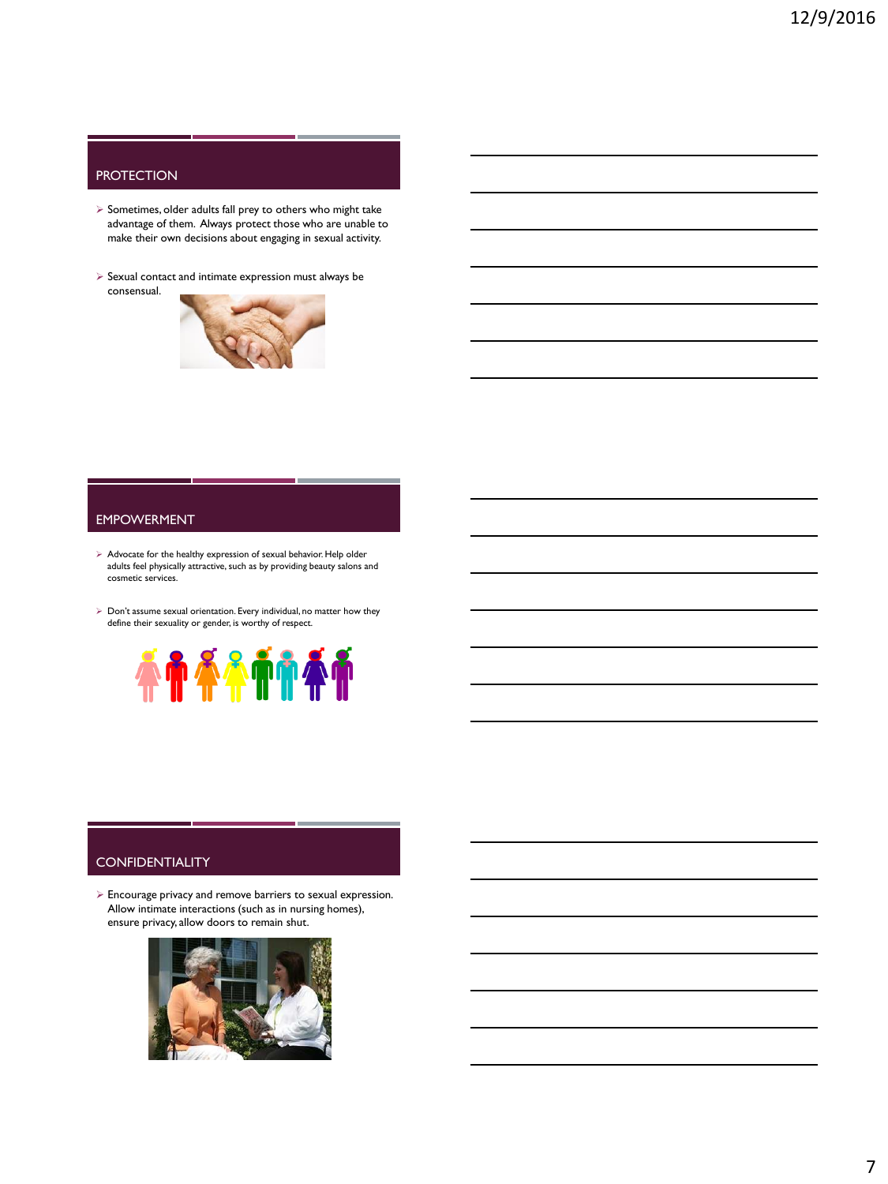## PROTECTION

- Sometimes, older adults fall prey to others who might take advantage of them. Always protect those who are unable to make their own decisions about engaging in sexual activity.
- Sexual contact and intimate expression must always be consensual.

## EMPOWERMENT

- Advocate for the healthy expression of sexual behavior. Help older adults feel physically attractive, such as by providing beauty salons and cosmetic services.
- Don't assume sexual orientation. Every individual, no matter how they define their sexuality or gender, is worthy of respect.

## CONFIDENTIALITY

- Encourage privacy and remove barriers to sexual expression. Allow intimate interactions (such as in nursing homes), ensure privacy, allow doors to remain shut.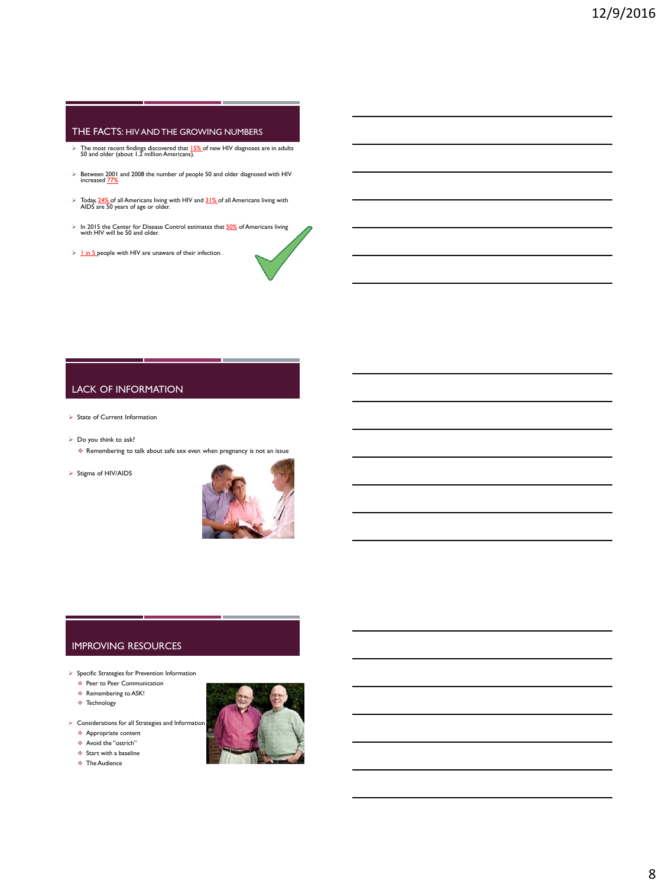## THE FACTS: HIV AND THE GROWING NUMBERS

- The most recent findings discovered that 15% of new HIV diagnoses are in adults 50 and older (about 1.2 million Americans).
- Between 2001 and 2008 the number of people 50 and older diagnosed with HIV increased 77%.
- Today, 24% of all Americans living with HIV and 31% of all Americans living with AIDS are 50 years of age or older.
- In 2015 the Center for Disease Control estimates that 50% of Americans living with HIV will be 50 and older.
- 1 in 5 people with HIV are unaware of their infection.

## LACK OF INFORMATION

- State of Current Information
- Do you think to ask?
  - Remembering to talk about safe sex even when pregnancy is not an issue
- Stigma of HIV/AIDS

## IMPROVING RESOURCES

- Specific Strategies for Prevention Information
  - Peer to Peer Communication
  - Remembering to ASK!
  - Technology
- Considerations for all Strategies and Information
  - Appropriate content
  - Avoid the "ostrich"
  - Start with a baseline
  - The Audience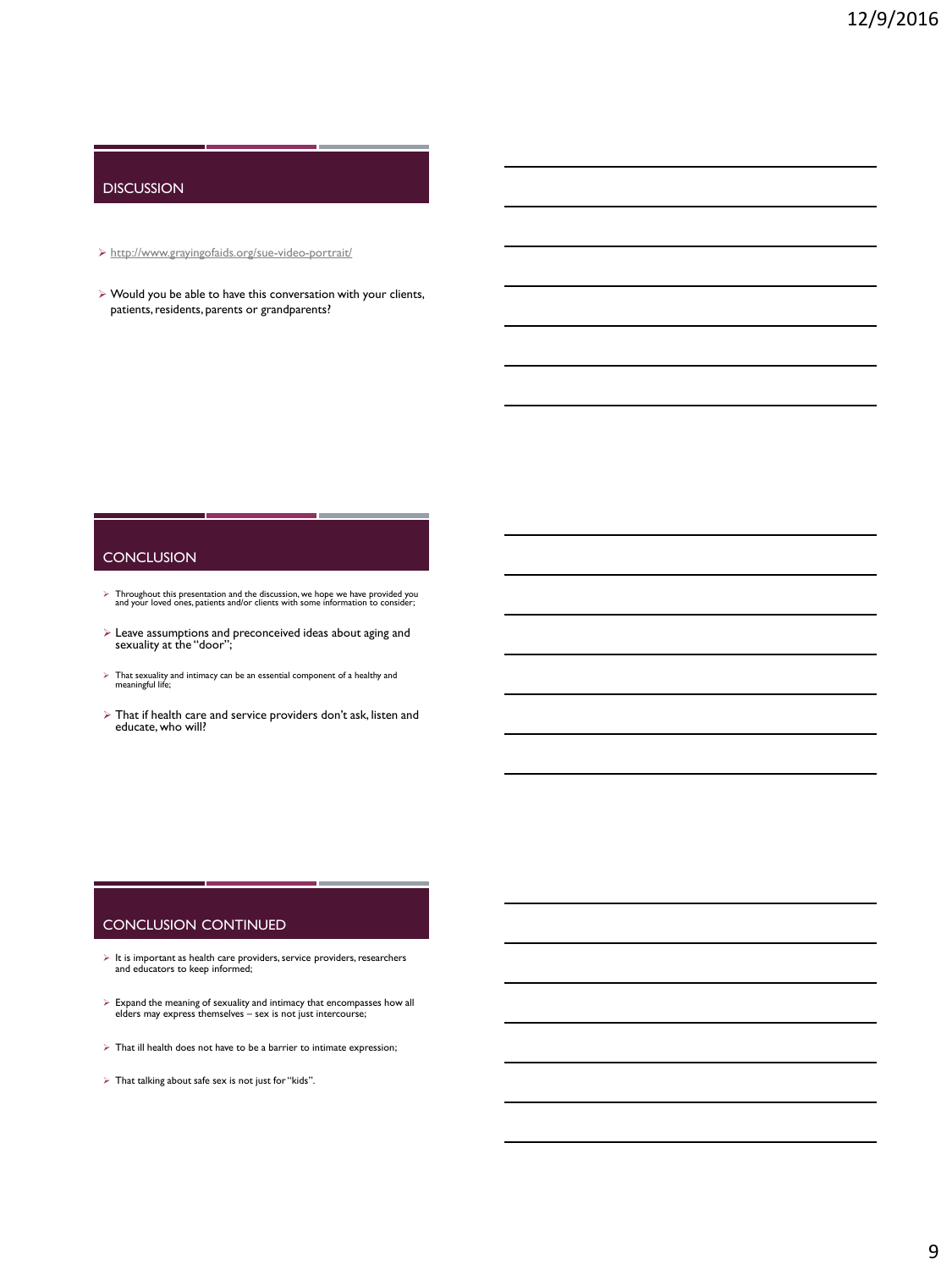## DISCUSSION

- http://www.grayingofaids.org/sue-video-portrait/
- Would you be able to have this conversation with your clients, patients, residents, parents or grandparents?

## CONCLUSION

- Throughout this presentation and the discussion, we hope we have provided you and your loved ones, patients and/or clients with some information to consider;
- Leave assumptions and preconceived ideas about aging and sexuality at the "door";
- That sexuality and intimacy can be an essential component of a healthy and meaningful life;
- That if health care and service providers don't ask, listen and educate, who will?

## CONCLUSION CONTINUED

- It is important as health care providers, service providers, researchers and educators to keep informed;
- Expand the meaning of sexuality and intimacy that encompasses how all elders may express themselves – sex is not just intercourse;
- That ill health does not have to be a barrier to intimate expression;
- That talking about safe sex is not just for "kids".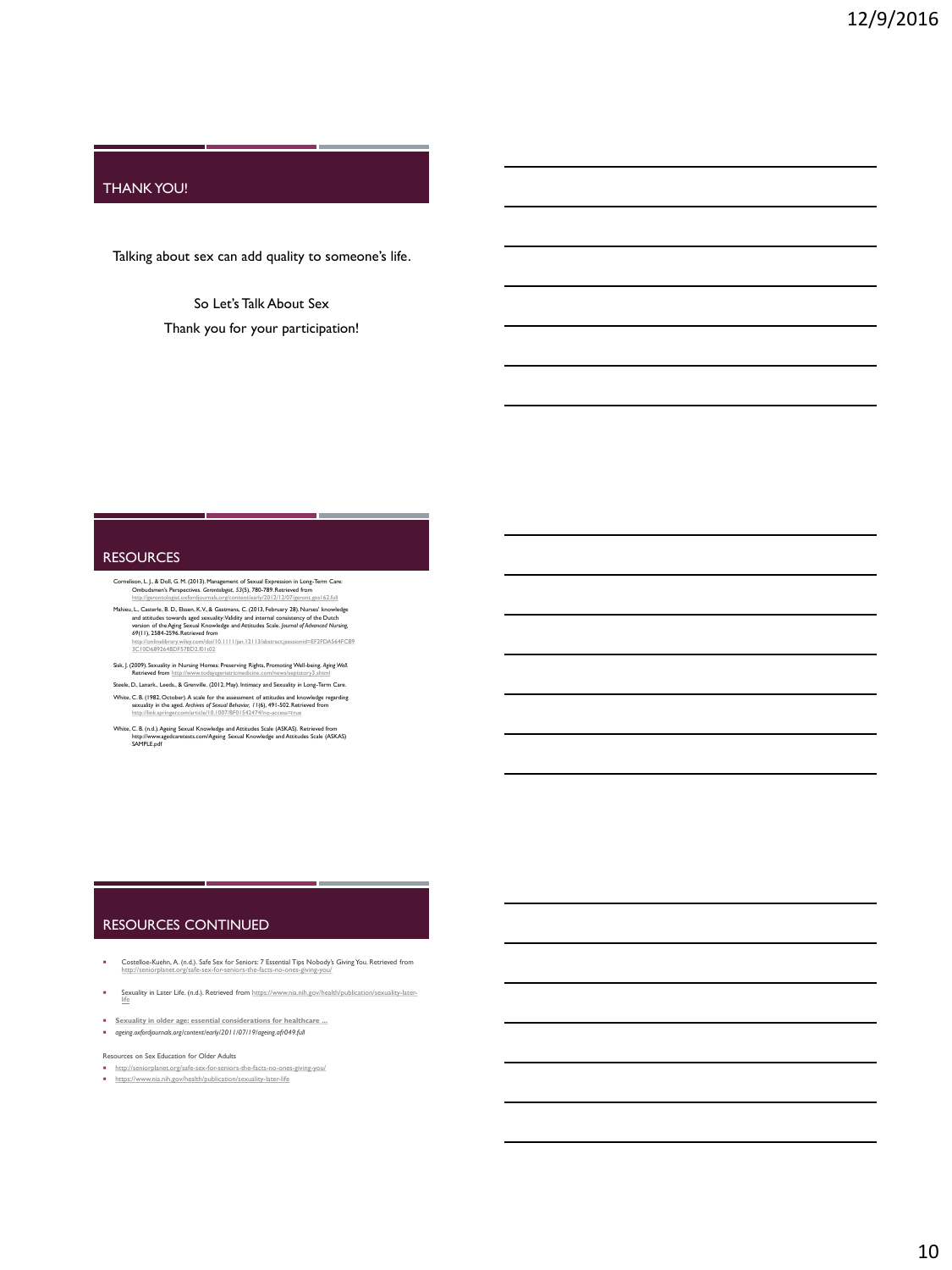## THANK YOU!

Talking about sex can add quality to someone's life.

So Let's Talk About Sex

Thank you for your participation!

## RESOURCES

Cornelison, L. J., & Doll, G. M. (2013). Management of Sexual Expression in Long-Term Care: Ombudsmen's Perspectives. *Gerontologist, 53*(5), 780-789. Retrieved from http://gerontologist.oxfordjournals.org/content/early/2012/12/07/geront.gns162.full

Mahieu, L., Casterle, B. D., Elssen, K. V., & Gastmans, C. (2013, February 28). Nurses' knowledge and attitudes towards aged sexuality: Validity and internal consistency of the Dutch version of the Aging Sexual Knowledge and Attitudes Scale. *Journal of Advanced Nursing, 69*(11), 2584-2596. Retrieved from http://onlinelibrary.wiley.com/doi/10.1111/jan.12113/abstract;jsessionid=EF2FDA564FCB93C10D6B9264BDF57BD2.f01t02

Sisk, J. (2009). Sexuality in Nursing Homes: Preserving Rights, Promoting Well-being. *Aging Well.* Retrieved from http://www.todaysgeriatricmedicine.com/news/septstory3.shtml

Steele, D., Lanark., Leeds., & Grenville. (2012, May). Intimacy and Sexuality in Long-Term Care.

White, C. B. (1982, October). A scale for the assessment of attitudes and knowledge regarding sexuality in the aged. *Archives of Sexual Behavior, 11*(6), 491-502. Retrieved from http://link.springer.com/article/10.1007/BF01542474?no-access=true

White, C. B. (n.d.). Ageing Sexual Knowledge and Attitudes Scale (ASKAS). Retrieved from http://www.agedcaretests.com/Ageing Sexual Knowledge and Attitudes Scale (ASKAS) SAMPLE.pdf

## RESOURCES CONTINUED

- Costelloe-Kuehn, A. (n.d.). Safe Sex for Seniors: 7 Essential Tips Nobody's Giving You. Retrieved from http://seniorplanet.org/safe-sex-for-seniors-the-facts-no-ones-giving-you/
- Sexuality in Later Life. (n.d.). Retrieved from https://www.nia.nih.gov/health/publication/sexuality-later-life
- **Sexuality in older age: essential considerations for healthcare ...**
- *ageing.oxfordjournals.org/content/early/2011/07/19/ageing.afr049.full*

Resources on Sex Education for Older Adults

- http://seniorplanet.org/safe-sex-for-seniors-the-facts-no-ones-giving-you/
- https://www.nia.nih.gov/health/publication/sexuality-later-life